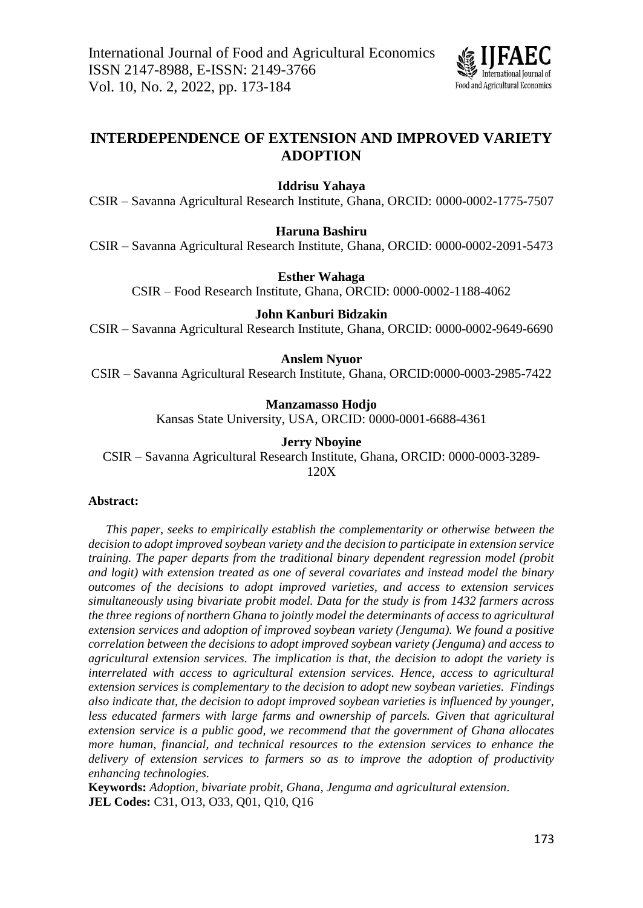# INTERDEPENDENCE OF EXTENSION AND IMPROVED VARIETY ADOPTION

**Iddrisu Yahaya**

CSIR – Savanna Agricultural Research Institute, Ghana, ORCID: 0000-0002-1775-7507

**Haruna Bashiru**

CSIR – Savanna Agricultural Research Institute, Ghana, ORCID: 0000-0002-2091-5473

**Esther Wahaga**

CSIR – Food Research Institute, Ghana, ORCID: 0000-0002-1188-4062

**John Kanburi Bidzakin**

CSIR – Savanna Agricultural Research Institute, Ghana, ORCID: 0000-0002-9649-6690

**Anslem Nyuor**

CSIR – Savanna Agricultural Research Institute, Ghana, ORCID:0000-0003-2985-7422

**Manzamasso Hodjo**

Kansas State University, USA, ORCID: 0000-0001-6688-4361

**Jerry Nboyine**

CSIR – Savanna Agricultural Research Institute, Ghana, ORCID: 0000-0003-3289-120X

**Abstract:**

*This paper, seeks to empirically establish the complementarity or otherwise between the decision to adopt improved soybean variety and the decision to participate in extension service training. The paper departs from the traditional binary dependent regression model (probit and logit) with extension treated as one of several covariates and instead model the binary outcomes of the decisions to adopt improved varieties, and access to extension services simultaneously using bivariate probit model. Data for the study is from 1432 farmers across the three regions of northern Ghana to jointly model the determinants of access to agricultural extension services and adoption of improved soybean variety (Jenguma). We found a positive correlation between the decisions to adopt improved soybean variety (Jenguma) and access to agricultural extension services. The implication is that, the decision to adopt the variety is interrelated with access to agricultural extension services. Hence, access to agricultural extension services is complementary to the decision to adopt new soybean varieties. Findings also indicate that, the decision to adopt improved soybean varieties is influenced by younger, less educated farmers with large farms and ownership of parcels. Given that agricultural extension service is a public good, we recommend that the government of Ghana allocates more human, financial, and technical resources to the extension services to enhance the delivery of extension services to farmers so as to improve the adoption of productivity enhancing technologies.*

**Keywords:** *Adoption, bivariate probit, Ghana, Jenguma and agricultural extension.*

**JEL Codes:** C31, O13, O33, Q01, Q10, Q16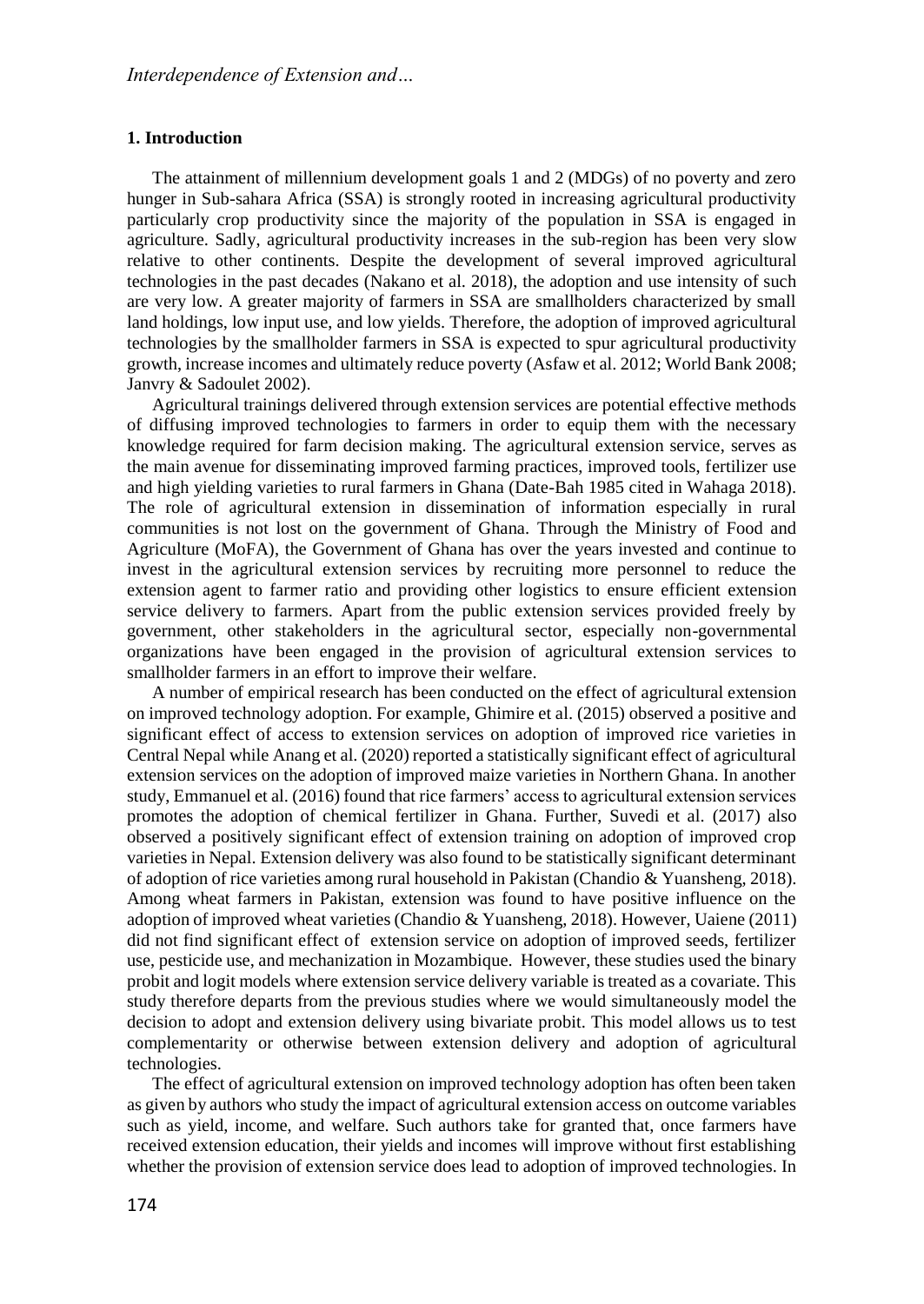## 1. Introduction

The attainment of millennium development goals 1 and 2 (MDGs) of no poverty and zero hunger in Sub-sahara Africa (SSA) is strongly rooted in increasing agricultural productivity particularly crop productivity since the majority of the population in SSA is engaged in agriculture. Sadly, agricultural productivity increases in the sub-region has been very slow relative to other continents. Despite the development of several improved agricultural technologies in the past decades (Nakano et al. 2018), the adoption and use intensity of such are very low. A greater majority of farmers in SSA are smallholders characterized by small land holdings, low input use, and low yields. Therefore, the adoption of improved agricultural technologies by the smallholder farmers in SSA is expected to spur agricultural productivity growth, increase incomes and ultimately reduce poverty (Asfaw et al. 2012; World Bank 2008; Janvry & Sadoulet 2002).

Agricultural trainings delivered through extension services are potential effective methods of diffusing improved technologies to farmers in order to equip them with the necessary knowledge required for farm decision making. The agricultural extension service, serves as the main avenue for disseminating improved farming practices, improved tools, fertilizer use and high yielding varieties to rural farmers in Ghana (Date-Bah 1985 cited in Wahaga 2018). The role of agricultural extension in dissemination of information especially in rural communities is not lost on the government of Ghana. Through the Ministry of Food and Agriculture (MoFA), the Government of Ghana has over the years invested and continue to invest in the agricultural extension services by recruiting more personnel to reduce the extension agent to farmer ratio and providing other logistics to ensure efficient extension service delivery to farmers. Apart from the public extension services provided freely by government, other stakeholders in the agricultural sector, especially non-governmental organizations have been engaged in the provision of agricultural extension services to smallholder farmers in an effort to improve their welfare.

A number of empirical research has been conducted on the effect of agricultural extension on improved technology adoption. For example, Ghimire et al. (2015) observed a positive and significant effect of access to extension services on adoption of improved rice varieties in Central Nepal while Anang et al. (2020) reported a statistically significant effect of agricultural extension services on the adoption of improved maize varieties in Northern Ghana. In another study, Emmanuel et al. (2016) found that rice farmers' access to agricultural extension services promotes the adoption of chemical fertilizer in Ghana. Further, Suvedi et al. (2017) also observed a positively significant effect of extension training on adoption of improved crop varieties in Nepal. Extension delivery was also found to be statistically significant determinant of adoption of rice varieties among rural household in Pakistan (Chandio & Yuansheng, 2018). Among wheat farmers in Pakistan, extension was found to have positive influence on the adoption of improved wheat varieties (Chandio & Yuansheng, 2018). However, Uaiene (2011) did not find significant effect of extension service on adoption of improved seeds, fertilizer use, pesticide use, and mechanization in Mozambique. However, these studies used the binary probit and logit models where extension service delivery variable is treated as a covariate. This study therefore departs from the previous studies where we would simultaneously model the decision to adopt and extension delivery using bivariate probit. This model allows us to test complementarity or otherwise between extension delivery and adoption of agricultural technologies.

The effect of agricultural extension on improved technology adoption has often been taken as given by authors who study the impact of agricultural extension access on outcome variables such as yield, income, and welfare. Such authors take for granted that, once farmers have received extension education, their yields and incomes will improve without first establishing whether the provision of extension service does lead to adoption of improved technologies. In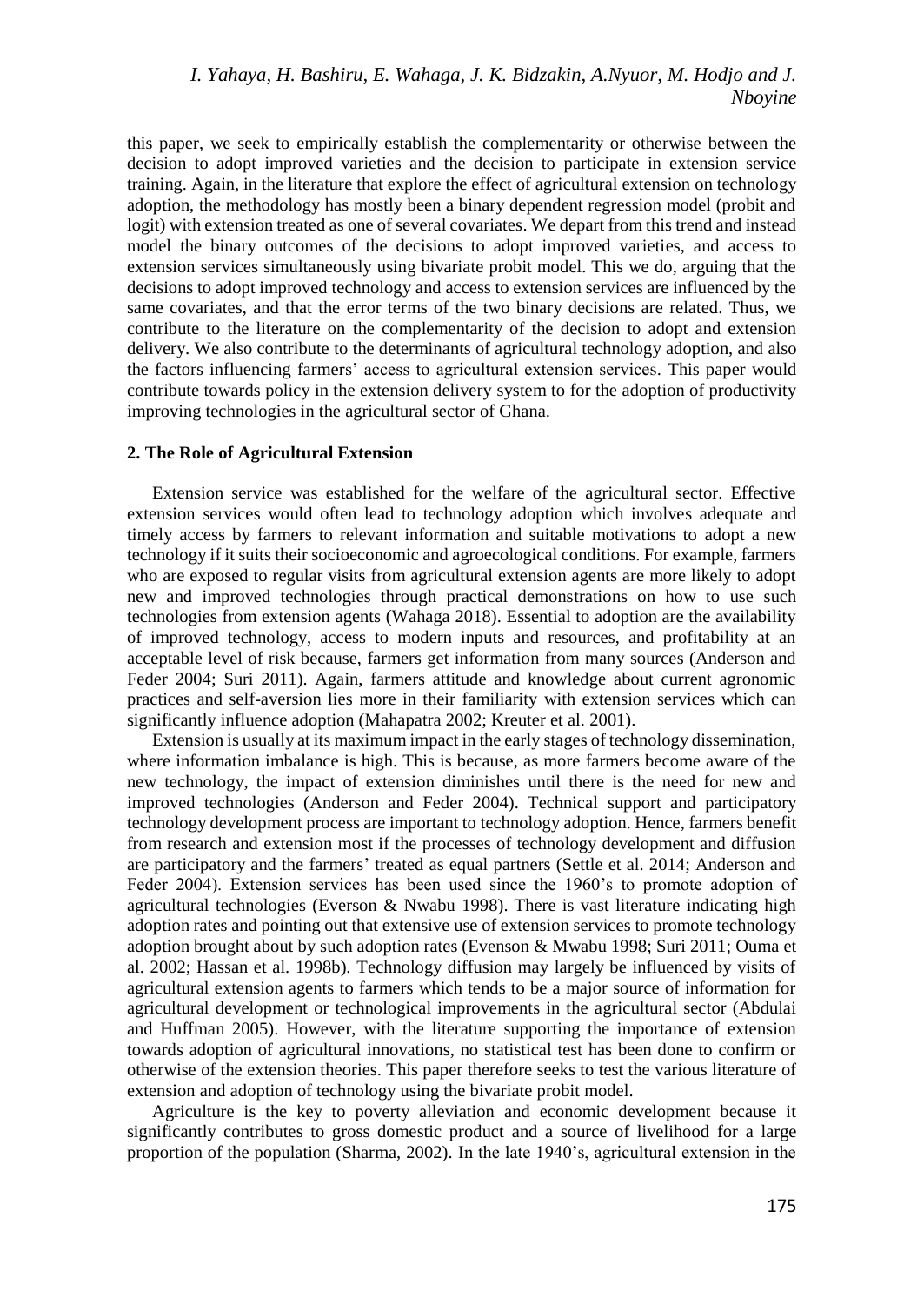this paper, we seek to empirically establish the complementarity or otherwise between the decision to adopt improved varieties and the decision to participate in extension service training. Again, in the literature that explore the effect of agricultural extension on technology adoption, the methodology has mostly been a binary dependent regression model (probit and logit) with extension treated as one of several covariates. We depart from this trend and instead model the binary outcomes of the decisions to adopt improved varieties, and access to extension services simultaneously using bivariate probit model. This we do, arguing that the decisions to adopt improved technology and access to extension services are influenced by the same covariates, and that the error terms of the two binary decisions are related. Thus, we contribute to the literature on the complementarity of the decision to adopt and extension delivery. We also contribute to the determinants of agricultural technology adoption, and also the factors influencing farmers' access to agricultural extension services. This paper would contribute towards policy in the extension delivery system to for the adoption of productivity improving technologies in the agricultural sector of Ghana.

## 2. The Role of Agricultural Extension

Extension service was established for the welfare of the agricultural sector. Effective extension services would often lead to technology adoption which involves adequate and timely access by farmers to relevant information and suitable motivations to adopt a new technology if it suits their socioeconomic and agroecological conditions. For example, farmers who are exposed to regular visits from agricultural extension agents are more likely to adopt new and improved technologies through practical demonstrations on how to use such technologies from extension agents (Wahaga 2018). Essential to adoption are the availability of improved technology, access to modern inputs and resources, and profitability at an acceptable level of risk because, farmers get information from many sources (Anderson and Feder 2004; Suri 2011). Again, farmers attitude and knowledge about current agronomic practices and self-aversion lies more in their familiarity with extension services which can significantly influence adoption (Mahapatra 2002; Kreuter et al. 2001).

Extension is usually at its maximum impact in the early stages of technology dissemination, where information imbalance is high. This is because, as more farmers become aware of the new technology, the impact of extension diminishes until there is the need for new and improved technologies (Anderson and Feder 2004). Technical support and participatory technology development process are important to technology adoption. Hence, farmers benefit from research and extension most if the processes of technology development and diffusion are participatory and the farmers' treated as equal partners (Settle et al. 2014; Anderson and Feder 2004). Extension services has been used since the 1960's to promote adoption of agricultural technologies (Everson & Nwabu 1998). There is vast literature indicating high adoption rates and pointing out that extensive use of extension services to promote technology adoption brought about by such adoption rates (Evenson & Mwabu 1998; Suri 2011; Ouma et al. 2002; Hassan et al. 1998b). Technology diffusion may largely be influenced by visits of agricultural extension agents to farmers which tends to be a major source of information for agricultural development or technological improvements in the agricultural sector (Abdulai and Huffman 2005). However, with the literature supporting the importance of extension towards adoption of agricultural innovations, no statistical test has been done to confirm or otherwise of the extension theories. This paper therefore seeks to test the various literature of extension and adoption of technology using the bivariate probit model.

Agriculture is the key to poverty alleviation and economic development because it significantly contributes to gross domestic product and a source of livelihood for a large proportion of the population (Sharma, 2002). In the late 1940's, agricultural extension in the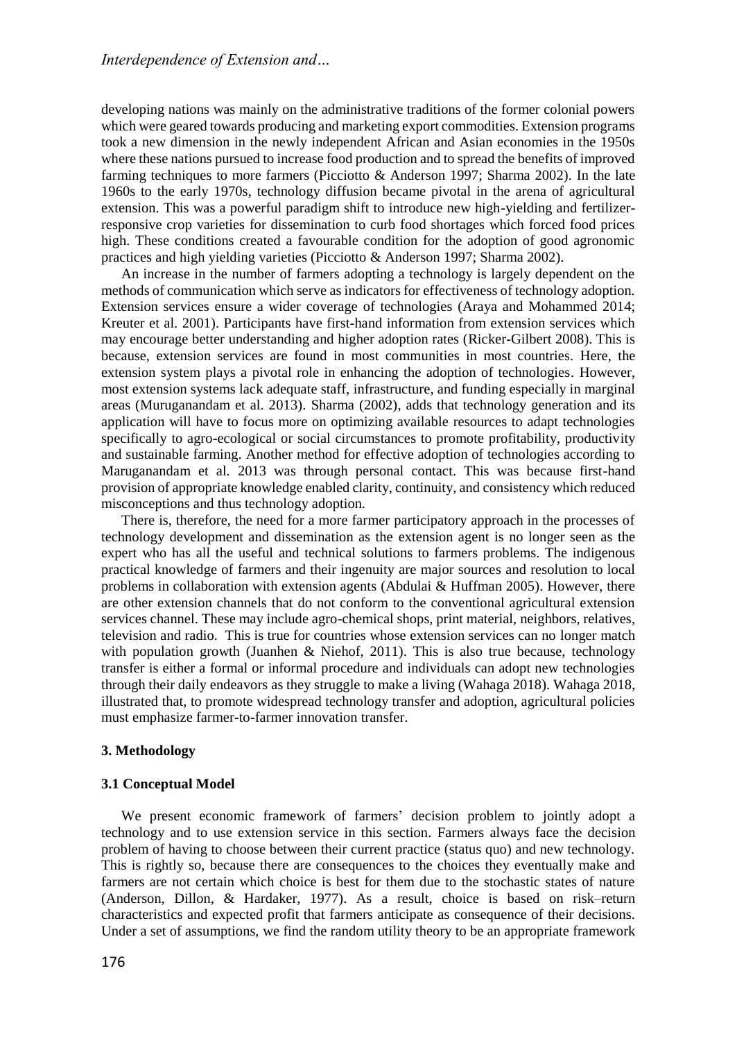developing nations was mainly on the administrative traditions of the former colonial powers which were geared towards producing and marketing export commodities. Extension programs took a new dimension in the newly independent African and Asian economies in the 1950s where these nations pursued to increase food production and to spread the benefits of improved farming techniques to more farmers (Picciotto & Anderson 1997; Sharma 2002). In the late 1960s to the early 1970s, technology diffusion became pivotal in the arena of agricultural extension. This was a powerful paradigm shift to introduce new high-yielding and fertilizer-responsive crop varieties for dissemination to curb food shortages which forced food prices high. These conditions created a favourable condition for the adoption of good agronomic practices and high yielding varieties (Picciotto & Anderson 1997; Sharma 2002).

An increase in the number of farmers adopting a technology is largely dependent on the methods of communication which serve as indicators for effectiveness of technology adoption. Extension services ensure a wider coverage of technologies (Araya and Mohammed 2014; Kreuter et al. 2001). Participants have first-hand information from extension services which may encourage better understanding and higher adoption rates (Ricker-Gilbert 2008). This is because, extension services are found in most communities in most countries. Here, the extension system plays a pivotal role in enhancing the adoption of technologies. However, most extension systems lack adequate staff, infrastructure, and funding especially in marginal areas (Muruganandam et al. 2013). Sharma (2002), adds that technology generation and its application will have to focus more on optimizing available resources to adapt technologies specifically to agro-ecological or social circumstances to promote profitability, productivity and sustainable farming. Another method for effective adoption of technologies according to Maruganandam et al. 2013 was through personal contact. This was because first-hand provision of appropriate knowledge enabled clarity, continuity, and consistency which reduced misconceptions and thus technology adoption.

There is, therefore, the need for a more farmer participatory approach in the processes of technology development and dissemination as the extension agent is no longer seen as the expert who has all the useful and technical solutions to farmers problems. The indigenous practical knowledge of farmers and their ingenuity are major sources and resolution to local problems in collaboration with extension agents (Abdulai & Huffman 2005). However, there are other extension channels that do not conform to the conventional agricultural extension services channel. These may include agro-chemical shops, print material, neighbors, relatives, television and radio. This is true for countries whose extension services can no longer match with population growth (Juanhen & Niehof, 2011). This is also true because, technology transfer is either a formal or informal procedure and individuals can adopt new technologies through their daily endeavors as they struggle to make a living (Wahaga 2018). Wahaga 2018, illustrated that, to promote widespread technology transfer and adoption, agricultural policies must emphasize farmer-to-farmer innovation transfer.

## 3. Methodology

### 3.1 Conceptual Model

We present economic framework of farmers' decision problem to jointly adopt a technology and to use extension service in this section. Farmers always face the decision problem of having to choose between their current practice (status quo) and new technology. This is rightly so, because there are consequences to the choices they eventually make and farmers are not certain which choice is best for them due to the stochastic states of nature (Anderson, Dillon, & Hardaker, 1977). As a result, choice is based on risk–return characteristics and expected profit that farmers anticipate as consequence of their decisions. Under a set of assumptions, we find the random utility theory to be an appropriate framework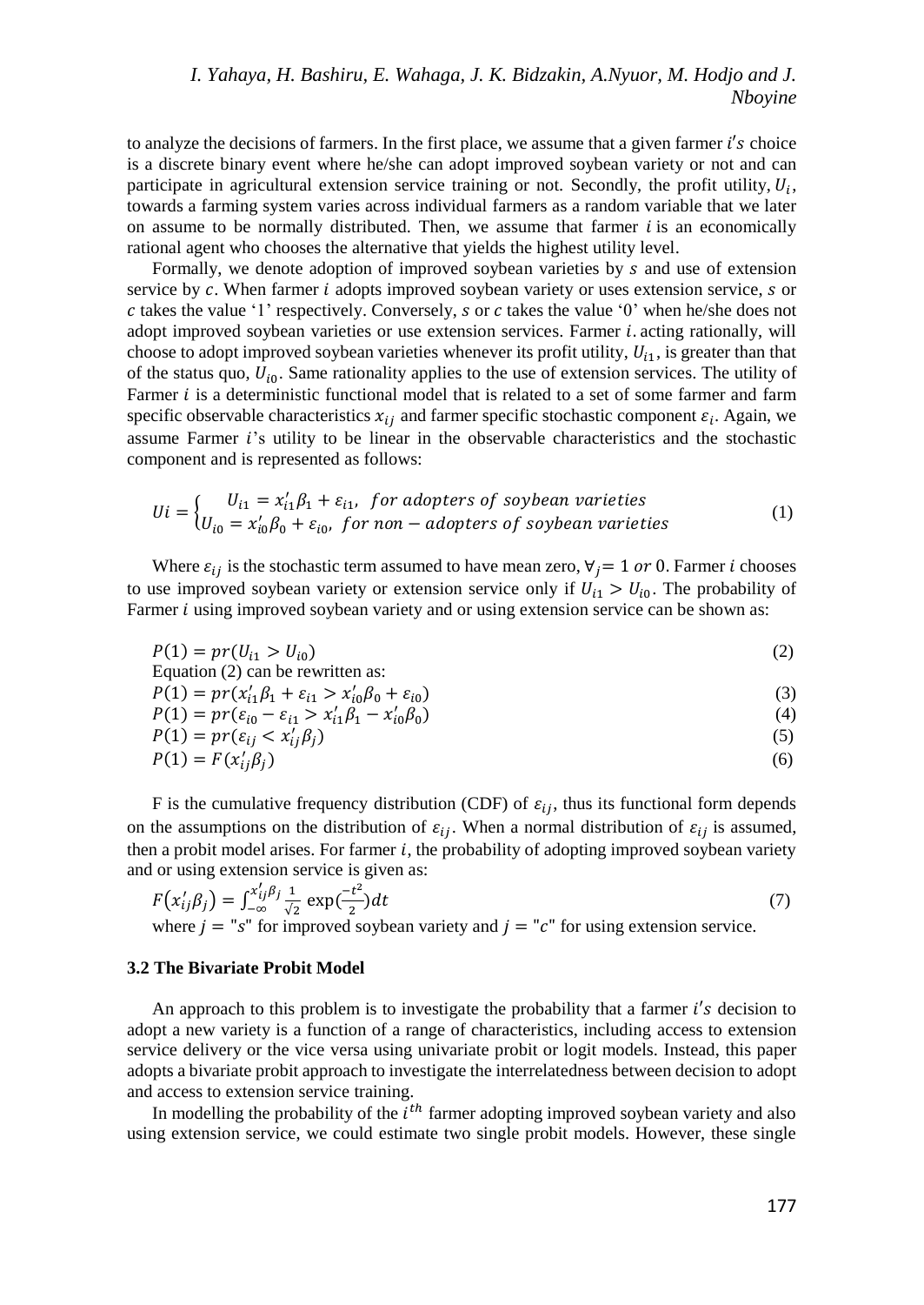to analyze the decisions of farmers. In the first place, we assume that a given farmer $i's$ choice is a discrete binary event where he/she can adopt improved soybean variety or not and can participate in agricultural extension service training or not. Secondly, the profit utility, $U_i$, towards a farming system varies across individual farmers as a random variable that we later on assume to be normally distributed. Then, we assume that farmer $i$ is an economically rational agent who chooses the alternative that yields the highest utility level.

Formally, we denote adoption of improved soybean varieties by $s$ and use of extension service by $c$. When farmer $i$ adopts improved soybean variety or uses extension service, $s$ or $c$ takes the value '1' respectively. Conversely, $s$ or $c$ takes the value '0' when he/she does not adopt improved soybean varieties or use extension services. Farmer $i$. acting rationally, will choose to adopt improved soybean varieties whenever its profit utility, $U_{i1}$, is greater than that of the status quo, $U_{i0}$. Same rationality applies to the use of extension services. The utility of Farmer $i$ is a deterministic functional model that is related to a set of some farmer and farm specific observable characteristics $x_{ij}$ and farmer specific stochastic component $\varepsilon_i$. Again, we assume Farmer $i$'s utility to be linear in the observable characteristics and the stochastic component and is represented as follows:

$$Ui = \begin{cases} U_{i1} = x'_{i1}\beta_1 + \varepsilon_{i1}, & for\ adopters\ of\ soybean\ varieties \\ U_{i0} = x'_{i0}\beta_0 + \varepsilon_{i0}, & for\ non-adopters\ of\ soybean\ varieties \end{cases} \tag{1}$$

Where $\varepsilon_{ij}$ is the stochastic term assumed to have mean zero, $\forall_j = 1\ or\ 0$. Farmer $i$ chooses to use improved soybean variety or extension service only if $U_{i1} > U_{i0}$. The probability of Farmer $i$ using improved soybean variety and or using extension service can be shown as:

$$P(1) = pr(U_{i1} > U_{i0}) \tag{2}$$

Equation (2) can be rewritten as:

$$P(1) = pr(x'_{i1}\beta_1 + \varepsilon_{i1} > x'_{i0}\beta_0 + \varepsilon_{i0}) \tag{3}$$

$$P(1) = pr(\varepsilon_{i0} - \varepsilon_{i1} > x'_{i1}\beta_1 - x'_{i0}\beta_0) \tag{4}$$

$$P(1) = pr(\varepsilon_{ij} < x'_{ij}\beta_j) \tag{5}$$

$$P(1) = F(x'_{ij}\beta_j) \tag{6}$$

F is the cumulative frequency distribution (CDF) of $\varepsilon_{ij}$, thus its functional form depends on the assumptions on the distribution of $\varepsilon_{ij}$. When a normal distribution of $\varepsilon_{ij}$ is assumed, then a probit model arises. For farmer $i$, the probability of adopting improved soybean variety and or using extension service is given as:

$$F(x'_{ij}\beta_j) = \int_{-\infty}^{x'_{ij}\beta_j} \frac{1}{\sqrt{2}} \exp(\frac{-t^2}{2}) dt \tag{7}$$

where $j =$ "$s$" for improved soybean variety and $j =$ "$c$" for using extension service.

### 3.2 The Bivariate Probit Model

An approach to this problem is to investigate the probability that a farmer $i's$ decision to adopt a new variety is a function of a range of characteristics, including access to extension service delivery or the vice versa using univariate probit or logit models. Instead, this paper adopts a bivariate probit approach to investigate the interrelatedness between decision to adopt and access to extension service training.

In modelling the probability of the $i^{th}$ farmer adopting improved soybean variety and also using extension service, we could estimate two single probit models. However, these single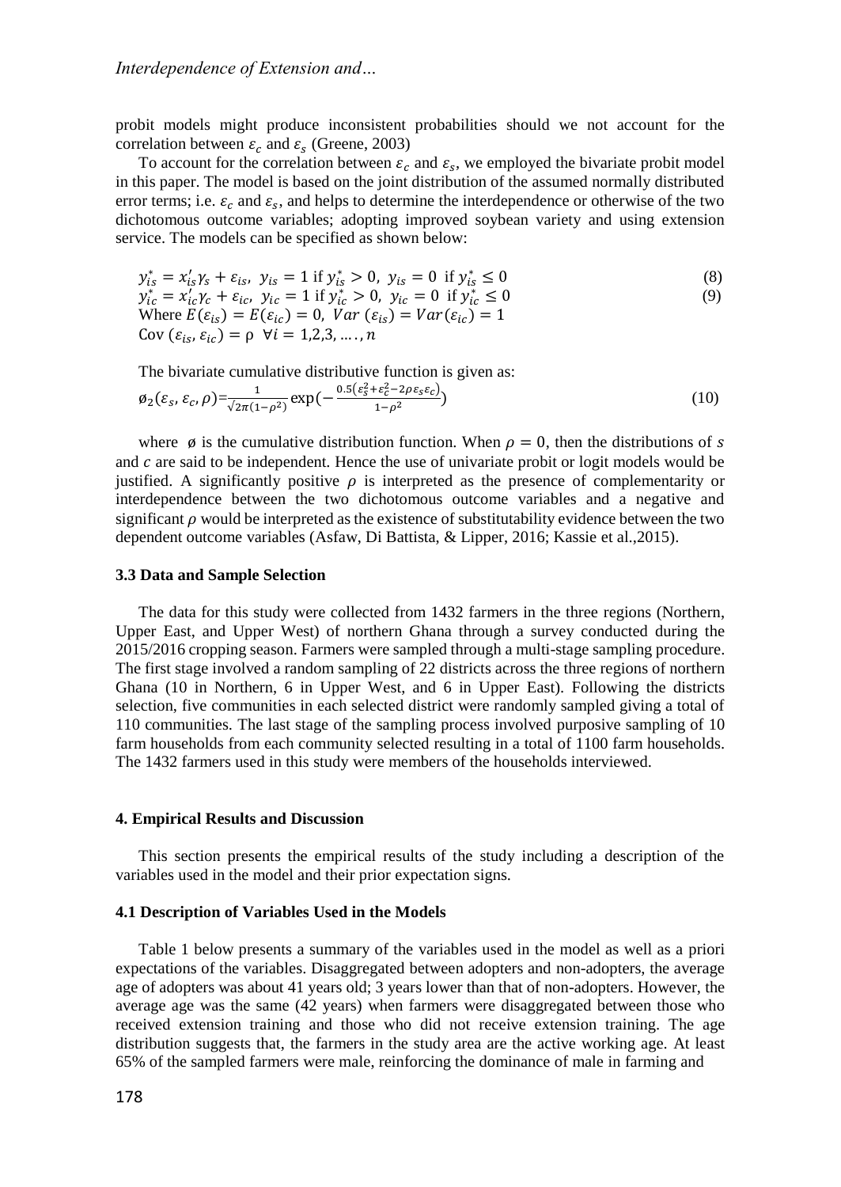probit models might produce inconsistent probabilities should we not account for the correlation between $\varepsilon_c$ and $\varepsilon_s$ (Greene, 2003)

To account for the correlation between $\varepsilon_c$ and $\varepsilon_s$, we employed the bivariate probit model in this paper. The model is based on the joint distribution of the assumed normally distributed error terms; i.e. $\varepsilon_c$ and $\varepsilon_s$, and helps to determine the interdependence or otherwise of the two dichotomous outcome variables; adopting improved soybean variety and using extension service. The models can be specified as shown below:

$$y_{is}^* = x_{is}'\gamma_s + \varepsilon_{is},\ \ y_{is} = 1 \text{ if } y_{is}^* > 0,\ \ y_{is} = 0 \text{ if } y_{is}^* \leq 0 \tag{8}$$

$$y_{ic}^* = x_{ic}'\gamma_c + \varepsilon_{ic},\ \ y_{ic} = 1 \text{ if } y_{ic}^* > 0,\ \ y_{ic} = 0 \text{ if } y_{ic}^* \leq 0 \tag{9}$$

Where $E(\varepsilon_{is}) = E(\varepsilon_{ic}) = 0,\ Var\ (\varepsilon_{is}) = Var(\varepsilon_{ic}) = 1$

$\text{Cov}\ (\varepsilon_{is}, \varepsilon_{ic}) = \rho\ \ \forall i = 1,2,3, \ldots, n$

The bivariate cumulative distributive function is given as:

$$\o_2(\varepsilon_s, \varepsilon_c, \rho) = \frac{1}{\sqrt{2\pi(1-\rho^2)}} \exp\left(-\frac{0.5(\varepsilon_s^2 + \varepsilon_c^2 - 2\rho\varepsilon_s\varepsilon_c)}{1-\rho^2}\right) \tag{10}$$

where $\o$ is the cumulative distribution function. When $\rho = 0$, then the distributions of $s$ and $c$ are said to be independent. Hence the use of univariate probit or logit models would be justified. A significantly positive $\rho$ is interpreted as the presence of complementarity or interdependence between the two dichotomous outcome variables and a negative and significant $\rho$ would be interpreted as the existence of substitutability evidence between the two dependent outcome variables (Asfaw, Di Battista, & Lipper, 2016; Kassie et al.,2015).

### 3.3 Data and Sample Selection

The data for this study were collected from 1432 farmers in the three regions (Northern, Upper East, and Upper West) of northern Ghana through a survey conducted during the 2015/2016 cropping season. Farmers were sampled through a multi-stage sampling procedure. The first stage involved a random sampling of 22 districts across the three regions of northern Ghana (10 in Northern, 6 in Upper West, and 6 in Upper East). Following the districts selection, five communities in each selected district were randomly sampled giving a total of 110 communities. The last stage of the sampling process involved purposive sampling of 10 farm households from each community selected resulting in a total of 1100 farm households. The 1432 farmers used in this study were members of the households interviewed.

## 4. Empirical Results and Discussion

This section presents the empirical results of the study including a description of the variables used in the model and their prior expectation signs.

### 4.1 Description of Variables Used in the Models

Table 1 below presents a summary of the variables used in the model as well as a priori expectations of the variables. Disaggregated between adopters and non-adopters, the average age of adopters was about 41 years old; 3 years lower than that of non-adopters. However, the average age was the same (42 years) when farmers were disaggregated between those who received extension training and those who did not receive extension training. The age distribution suggests that, the farmers in the study area are the active working age. At least 65% of the sampled farmers were male, reinforcing the dominance of male in farming and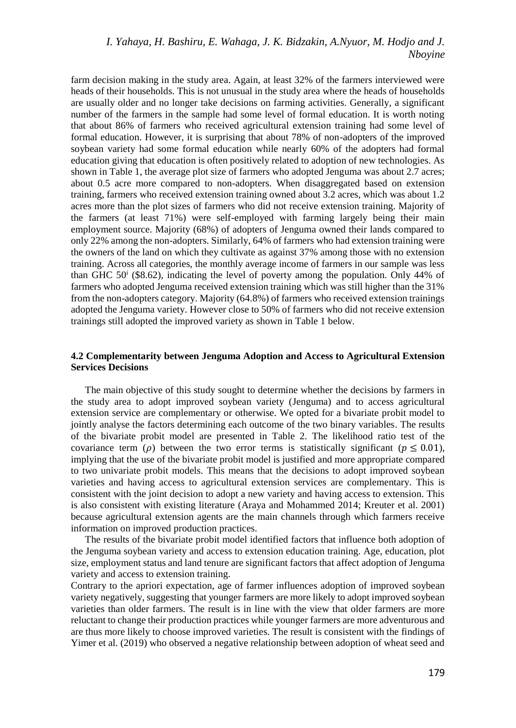farm decision making in the study area. Again, at least 32% of the farmers interviewed were heads of their households. This is not unusual in the study area where the heads of households are usually older and no longer take decisions on farming activities. Generally, a significant number of the farmers in the sample had some level of formal education. It is worth noting that about 86% of farmers who received agricultural extension training had some level of formal education. However, it is surprising that about 78% of non-adopters of the improved soybean variety had some formal education while nearly 60% of the adopters had formal education giving that education is often positively related to adoption of new technologies. As shown in Table 1, the average plot size of farmers who adopted Jenguma was about 2.7 acres; about 0.5 acre more compared to non-adopters. When disaggregated based on extension training, farmers who received extension training owned about 3.2 acres, which was about 1.2 acres more than the plot sizes of farmers who did not receive extension training. Majority of the farmers (at least 71%) were self-employed with farming largely being their main employment source. Majority (68%) of adopters of Jenguma owned their lands compared to only 22% among the non-adopters. Similarly, 64% of farmers who had extension training were the owners of the land on which they cultivate as against 37% among those with no extension training. Across all categories, the monthly average income of farmers in our sample was less than GHC 50[i] ($8.62), indicating the level of poverty among the population. Only 44% of farmers who adopted Jenguma received extension training which was still higher than the 31% from the non-adopters category. Majority (64.8%) of farmers who received extension trainings adopted the Jenguma variety. However close to 50% of farmers who did not receive extension trainings still adopted the improved variety as shown in Table 1 below.

### 4.2 Complementarity between Jenguma Adoption and Access to Agricultural Extension Services Decisions

The main objective of this study sought to determine whether the decisions by farmers in the study area to adopt improved soybean variety (Jenguma) and to access agricultural extension service are complementary or otherwise. We opted for a bivariate probit model to jointly analyse the factors determining each outcome of the two binary variables. The results of the bivariate probit model are presented in Table 2. The likelihood ratio test of the covariance term ($\rho$) between the two error terms is statistically significant ($p \leq 0.01$), implying that the use of the bivariate probit model is justified and more appropriate compared to two univariate probit models. This means that the decisions to adopt improved soybean varieties and having access to agricultural extension services are complementary. This is consistent with the joint decision to adopt a new variety and having access to extension. This is also consistent with existing literature (Araya and Mohammed 2014; Kreuter et al. 2001) because agricultural extension agents are the main channels through which farmers receive information on improved production practices.

The results of the bivariate probit model identified factors that influence both adoption of the Jenguma soybean variety and access to extension education training. Age, education, plot size, employment status and land tenure are significant factors that affect adoption of Jenguma variety and access to extension training.

Contrary to the apriori expectation, age of farmer influences adoption of improved soybean variety negatively, suggesting that younger farmers are more likely to adopt improved soybean varieties than older farmers. The result is in line with the view that older farmers are more reluctant to change their production practices while younger farmers are more adventurous and are thus more likely to choose improved varieties. The result is consistent with the findings of Yimer et al. (2019) who observed a negative relationship between adoption of wheat seed and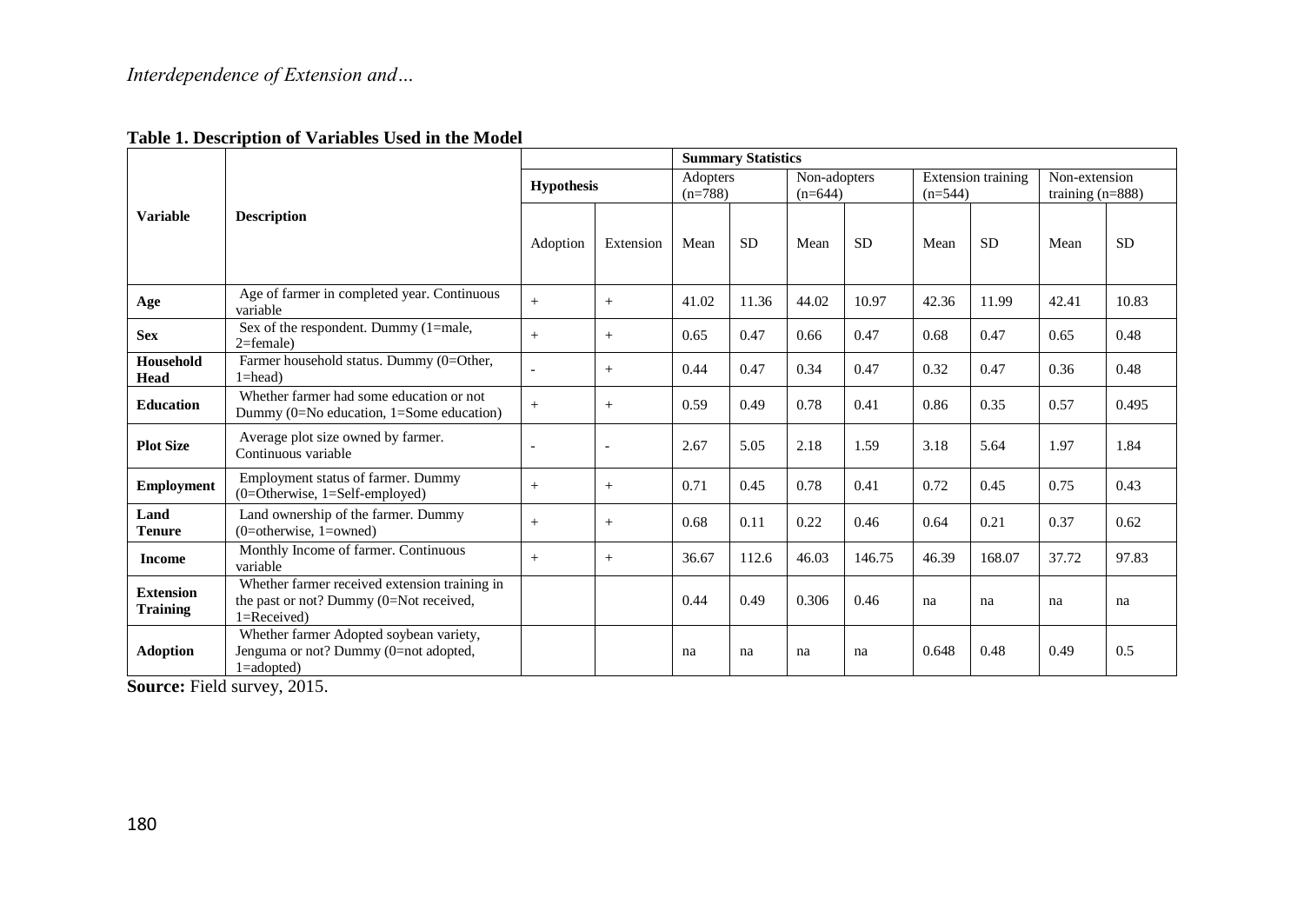**Table 1. Description of Variables Used in the Model**

| Variable | Description | Hypothesis | | Summary Statistics | | | | | | | |
|---|---|---|---|---|---|---|---|---|---|---|---|
| | | | | Adopters (n=788) | | Non-adopters (n=644) | | Extension training (n=544) | | Non-extension training (n=888) | |
| | | Adoption | Extension | Mean | SD | Mean | SD | Mean | SD | Mean | SD |
| **Age** | Age of farmer in completed year. Continuous variable | + | + | 41.02 | 11.36 | 44.02 | 10.97 | 42.36 | 11.99 | 42.41 | 10.83 |
| **Sex** | Sex of the respondent. Dummy (1=male, 2=female) | + | + | 0.65 | 0.47 | 0.66 | 0.47 | 0.68 | 0.47 | 0.65 | 0.48 |
| **Household Head** | Farmer household status. Dummy (0=Other, 1=head) | - | + | 0.44 | 0.47 | 0.34 | 0.47 | 0.32 | 0.47 | 0.36 | 0.48 |
| **Education** | Whether farmer had some education or not Dummy (0=No education, 1=Some education) | + | + | 0.59 | 0.49 | 0.78 | 0.41 | 0.86 | 0.35 | 0.57 | 0.495 |
| **Plot Size** | Average plot size owned by farmer. Continuous variable | - | - | 2.67 | 5.05 | 2.18 | 1.59 | 3.18 | 5.64 | 1.97 | 1.84 |
| **Employment** | Employment status of farmer. Dummy (0=Otherwise, 1=Self-employed) | + | + | 0.71 | 0.45 | 0.78 | 0.41 | 0.72 | 0.45 | 0.75 | 0.43 |
| **Land Tenure** | Land ownership of the farmer. Dummy (0=otherwise, 1=owned) | + | + | 0.68 | 0.11 | 0.22 | 0.46 | 0.64 | 0.21 | 0.37 | 0.62 |
| **Income** | Monthly Income of farmer. Continuous variable | + | + | 36.67 | 112.6 | 46.03 | 146.75 | 46.39 | 168.07 | 37.72 | 97.83 |
| **Extension Training** | Whether farmer received extension training in the past or not? Dummy (0=Not received, 1=Received) | | | 0.44 | 0.49 | 0.306 | 0.46 | na | na | na | na |
| **Adoption** | Whether farmer Adopted soybean variety, Jenguma or not? Dummy (0=not adopted, 1=adopted) | | | na | na | na | na | 0.648 | 0.48 | 0.49 | 0.5 |

**Source:** Field survey, 2015.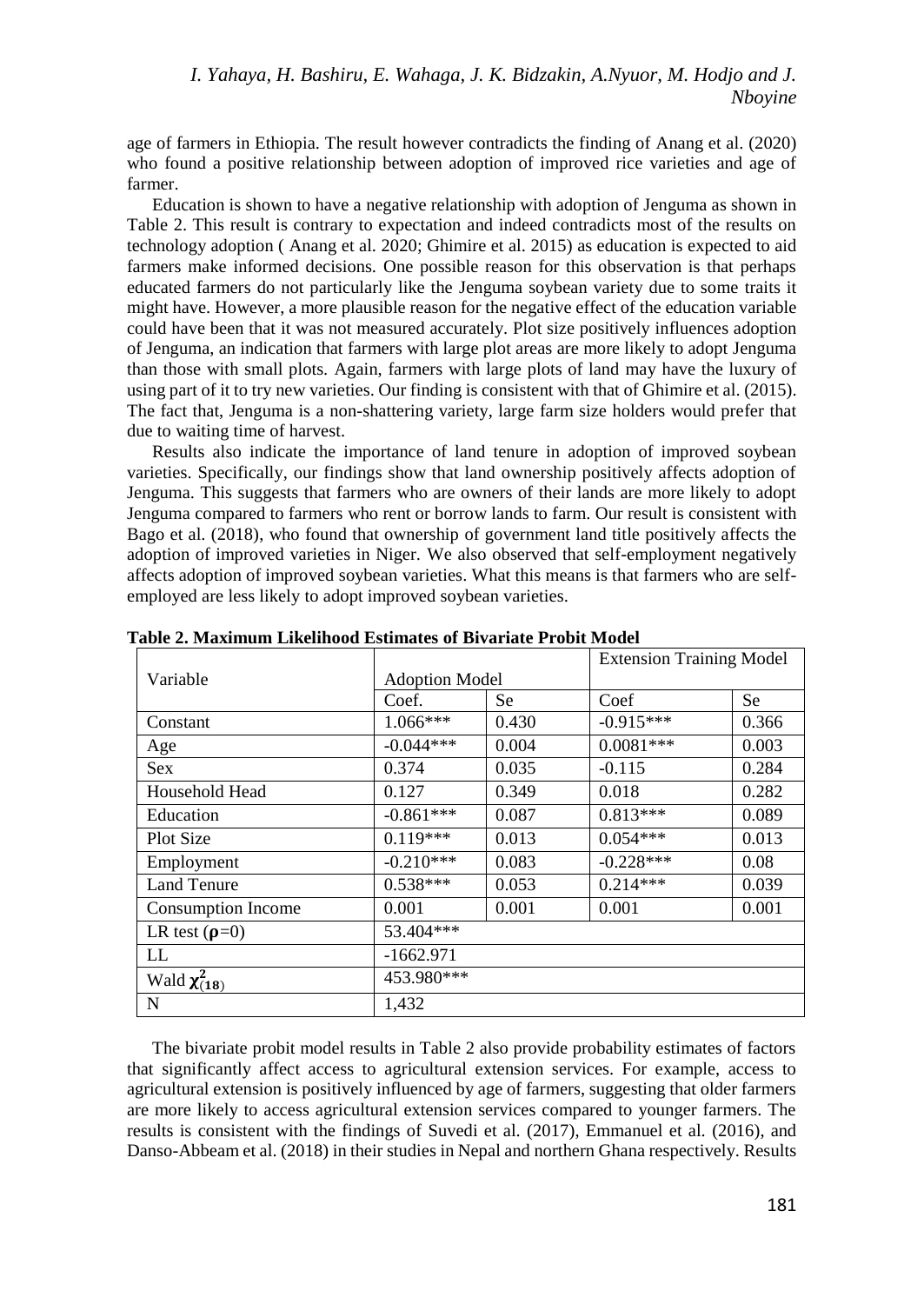age of farmers in Ethiopia. The result however contradicts the finding of Anang et al. (2020) who found a positive relationship between adoption of improved rice varieties and age of farmer.

Education is shown to have a negative relationship with adoption of Jenguma as shown in Table 2. This result is contrary to expectation and indeed contradicts most of the results on technology adoption ( Anang et al. 2020; Ghimire et al. 2015) as education is expected to aid farmers make informed decisions. One possible reason for this observation is that perhaps educated farmers do not particularly like the Jenguma soybean variety due to some traits it might have. However, a more plausible reason for the negative effect of the education variable could have been that it was not measured accurately. Plot size positively influences adoption of Jenguma, an indication that farmers with large plot areas are more likely to adopt Jenguma than those with small plots. Again, farmers with large plots of land may have the luxury of using part of it to try new varieties. Our finding is consistent with that of Ghimire et al. (2015). The fact that, Jenguma is a non-shattering variety, large farm size holders would prefer that due to waiting time of harvest.

Results also indicate the importance of land tenure in adoption of improved soybean varieties. Specifically, our findings show that land ownership positively affects adoption of Jenguma. This suggests that farmers who are owners of their lands are more likely to adopt Jenguma compared to farmers who rent or borrow lands to farm. Our result is consistent with Bago et al. (2018), who found that ownership of government land title positively affects the adoption of improved varieties in Niger. We also observed that self-employment negatively affects adoption of improved soybean varieties. What this means is that farmers who are self-employed are less likely to adopt improved soybean varieties.

**Table 2. Maximum Likelihood Estimates of Bivariate Probit Model**

| Variable | Adoption Model | | Extension Training Model | |
|---|---|---|---|---|
| | Coef. | Se | Coef | Se |
| Constant | 1.066*** | 0.430 | -0.915*** | 0.366 |
| Age | -0.044*** | 0.004 | 0.0081*** | 0.003 |
| Sex | 0.374 | 0.035 | -0.115 | 0.284 |
| Household Head | 0.127 | 0.349 | 0.018 | 0.282 |
| Education | -0.861*** | 0.087 | 0.813*** | 0.089 |
| Plot Size | 0.119*** | 0.013 | 0.054*** | 0.013 |
| Employment | -0.210*** | 0.083 | -0.228*** | 0.08 |
| Land Tenure | 0.538*** | 0.053 | 0.214*** | 0.039 |
| Consumption Income | 0.001 | 0.001 | 0.001 | 0.001 |
| LR test ($\rho$=0) | 53.404*** | | | |
| LL | -1662.971 | | | |
| Wald $\chi^2_{(18)}$ | 453.980*** | | | |
| N | 1,432 | | | |

The bivariate probit model results in Table 2 also provide probability estimates of factors that significantly affect access to agricultural extension services. For example, access to agricultural extension is positively influenced by age of farmers, suggesting that older farmers are more likely to access agricultural extension services compared to younger farmers. The results is consistent with the findings of Suvedi et al. (2017), Emmanuel et al. (2016), and Danso-Abbeam et al. (2018) in their studies in Nepal and northern Ghana respectively. Results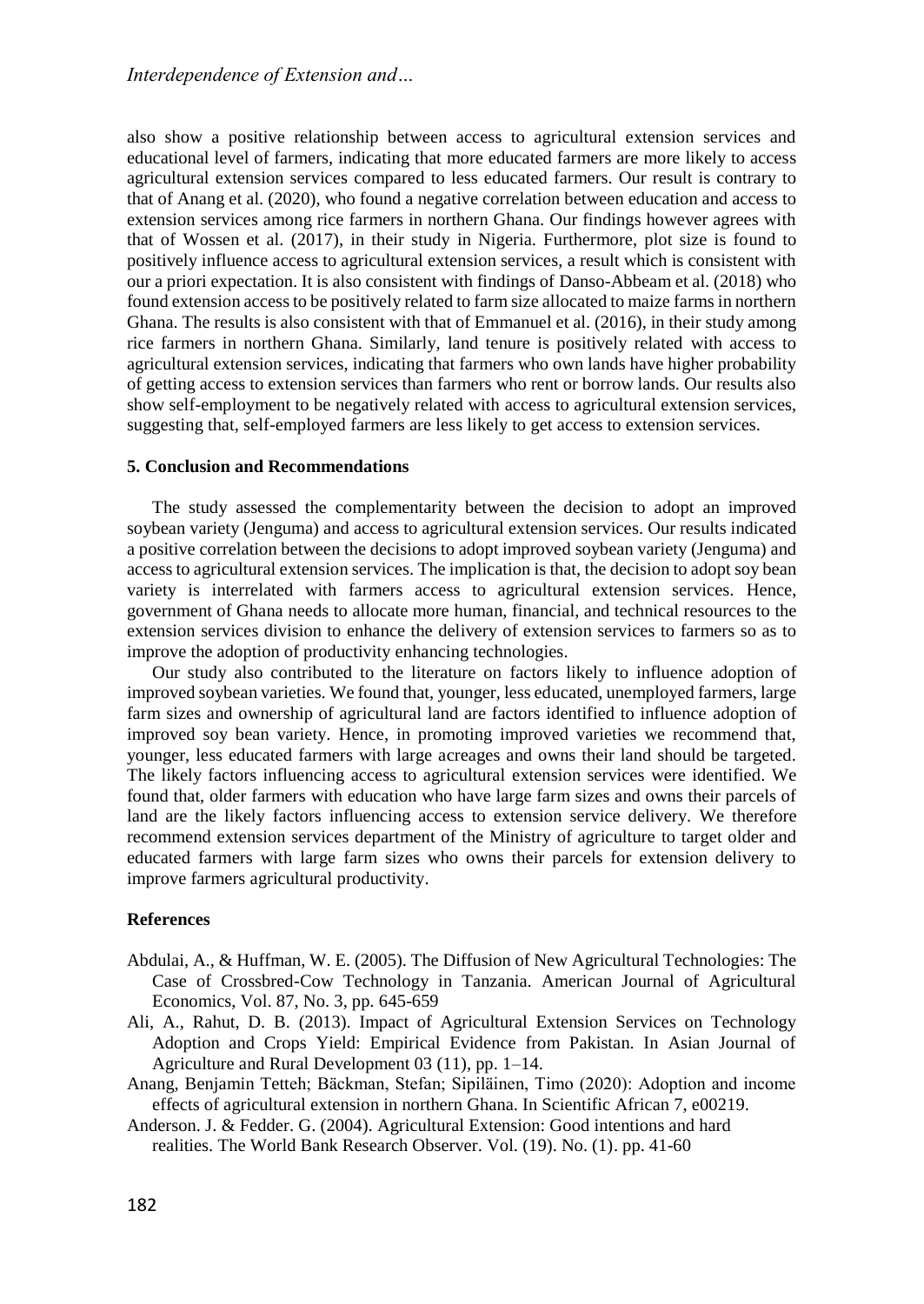also show a positive relationship between access to agricultural extension services and educational level of farmers, indicating that more educated farmers are more likely to access agricultural extension services compared to less educated farmers. Our result is contrary to that of Anang et al. (2020), who found a negative correlation between education and access to extension services among rice farmers in northern Ghana. Our findings however agrees with that of Wossen et al. (2017), in their study in Nigeria. Furthermore, plot size is found to positively influence access to agricultural extension services, a result which is consistent with our a priori expectation. It is also consistent with findings of Danso-Abbeam et al. (2018) who found extension access to be positively related to farm size allocated to maize farms in northern Ghana. The results is also consistent with that of Emmanuel et al. (2016), in their study among rice farmers in northern Ghana. Similarly, land tenure is positively related with access to agricultural extension services, indicating that farmers who own lands have higher probability of getting access to extension services than farmers who rent or borrow lands. Our results also show self-employment to be negatively related with access to agricultural extension services, suggesting that, self-employed farmers are less likely to get access to extension services.

## 5. Conclusion and Recommendations

The study assessed the complementarity between the decision to adopt an improved soybean variety (Jenguma) and access to agricultural extension services. Our results indicated a positive correlation between the decisions to adopt improved soybean variety (Jenguma) and access to agricultural extension services. The implication is that, the decision to adopt soy bean variety is interrelated with farmers access to agricultural extension services. Hence, government of Ghana needs to allocate more human, financial, and technical resources to the extension services division to enhance the delivery of extension services to farmers so as to improve the adoption of productivity enhancing technologies.

Our study also contributed to the literature on factors likely to influence adoption of improved soybean varieties. We found that, younger, less educated, unemployed farmers, large farm sizes and ownership of agricultural land are factors identified to influence adoption of improved soy bean variety. Hence, in promoting improved varieties we recommend that, younger, less educated farmers with large acreages and owns their land should be targeted. The likely factors influencing access to agricultural extension services were identified. We found that, older farmers with education who have large farm sizes and owns their parcels of land are the likely factors influencing access to extension service delivery. We therefore recommend extension services department of the Ministry of agriculture to target older and educated farmers with large farm sizes who owns their parcels for extension delivery to improve farmers agricultural productivity.

## References

Abdulai, A., & Huffman, W. E. (2005). The Diffusion of New Agricultural Technologies: The Case of Crossbred-Cow Technology in Tanzania. American Journal of Agricultural Economics, Vol. 87, No. 3, pp. 645-659

Ali, A., Rahut, D. B. (2013). Impact of Agricultural Extension Services on Technology Adoption and Crops Yield: Empirical Evidence from Pakistan. In Asian Journal of Agriculture and Rural Development 03 (11), pp. 1–14.

Anang, Benjamin Tetteh; Bäckman, Stefan; Sipiläinen, Timo (2020): Adoption and income effects of agricultural extension in northern Ghana. In Scientific African 7, e00219.

Anderson. J. & Fedder. G. (2004). Agricultural Extension: Good intentions and hard realities. The World Bank Research Observer. Vol. (19). No. (1). pp. 41-60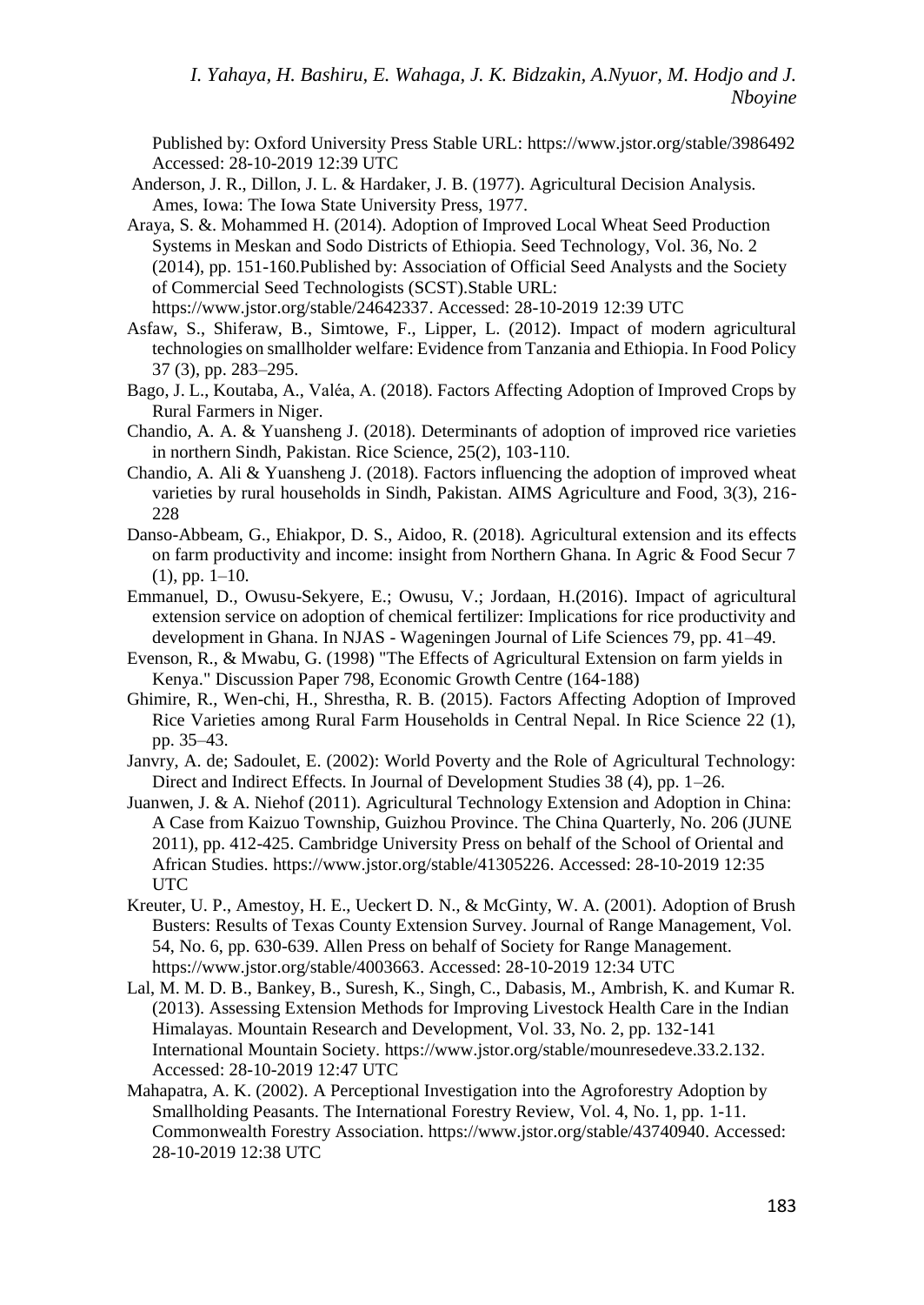Published by: Oxford University Press Stable URL: https://www.jstor.org/stable/3986492 Accessed: 28-10-2019 12:39 UTC

Anderson, J. R., Dillon, J. L. & Hardaker, J. B. (1977). Agricultural Decision Analysis. Ames, Iowa: The Iowa State University Press, 1977.

Araya, S. &. Mohammed H. (2014). Adoption of Improved Local Wheat Seed Production Systems in Meskan and Sodo Districts of Ethiopia. Seed Technology, Vol. 36, No. 2 (2014), pp. 151-160.Published by: Association of Official Seed Analysts and the Society of Commercial Seed Technologists (SCST).Stable URL: https://www.jstor.org/stable/24642337. Accessed: 28-10-2019 12:39 UTC

Asfaw, S., Shiferaw, B., Simtowe, F., Lipper, L. (2012). Impact of modern agricultural technologies on smallholder welfare: Evidence from Tanzania and Ethiopia. In Food Policy 37 (3), pp. 283–295.

Bago, J. L., Koutaba, A., Valéa, A. (2018). Factors Affecting Adoption of Improved Crops by Rural Farmers in Niger.

Chandio, A. A. & Yuansheng J. (2018). Determinants of adoption of improved rice varieties in northern Sindh, Pakistan. Rice Science, 25(2), 103-110.

Chandio, A. Ali & Yuansheng J. (2018). Factors influencing the adoption of improved wheat varieties by rural households in Sindh, Pakistan. AIMS Agriculture and Food, 3(3), 216-228

Danso-Abbeam, G., Ehiakpor, D. S., Aidoo, R. (2018). Agricultural extension and its effects on farm productivity and income: insight from Northern Ghana. In Agric & Food Secur 7 (1), pp. 1–10.

Emmanuel, D., Owusu-Sekyere, E.; Owusu, V.; Jordaan, H.(2016). Impact of agricultural extension service on adoption of chemical fertilizer: Implications for rice productivity and development in Ghana. In NJAS - Wageningen Journal of Life Sciences 79, pp. 41–49.

Evenson, R., & Mwabu, G. (1998) "The Effects of Agricultural Extension on farm yields in Kenya." Discussion Paper 798, Economic Growth Centre (164-188)

Ghimire, R., Wen-chi, H., Shrestha, R. B. (2015). Factors Affecting Adoption of Improved Rice Varieties among Rural Farm Households in Central Nepal. In Rice Science 22 (1), pp. 35–43.

Janvry, A. de; Sadoulet, E. (2002): World Poverty and the Role of Agricultural Technology: Direct and Indirect Effects. In Journal of Development Studies 38 (4), pp. 1–26.

Juanwen, J. & A. Niehof (2011). Agricultural Technology Extension and Adoption in China: A Case from Kaizuo Township, Guizhou Province. The China Quarterly, No. 206 (JUNE 2011), pp. 412-425. Cambridge University Press on behalf of the School of Oriental and African Studies. https://www.jstor.org/stable/41305226. Accessed: 28-10-2019 12:35 UTC

Kreuter, U. P., Amestoy, H. E., Ueckert D. N., & McGinty, W. A. (2001). Adoption of Brush Busters: Results of Texas County Extension Survey. Journal of Range Management, Vol. 54, No. 6, pp. 630-639. Allen Press on behalf of Society for Range Management. https://www.jstor.org/stable/4003663. Accessed: 28-10-2019 12:34 UTC

Lal, M. M. D. B., Bankey, B., Suresh, K., Singh, C., Dabasis, M., Ambrish, K. and Kumar R. (2013). Assessing Extension Methods for Improving Livestock Health Care in the Indian Himalayas. Mountain Research and Development, Vol. 33, No. 2, pp. 132-141 International Mountain Society. https://www.jstor.org/stable/mounresedeve.33.2.132. Accessed: 28-10-2019 12:47 UTC

Mahapatra, A. K. (2002). A Perceptional Investigation into the Agroforestry Adoption by Smallholding Peasants. The International Forestry Review, Vol. 4, No. 1, pp. 1-11. Commonwealth Forestry Association. https://www.jstor.org/stable/43740940. Accessed: 28-10-2019 12:38 UTC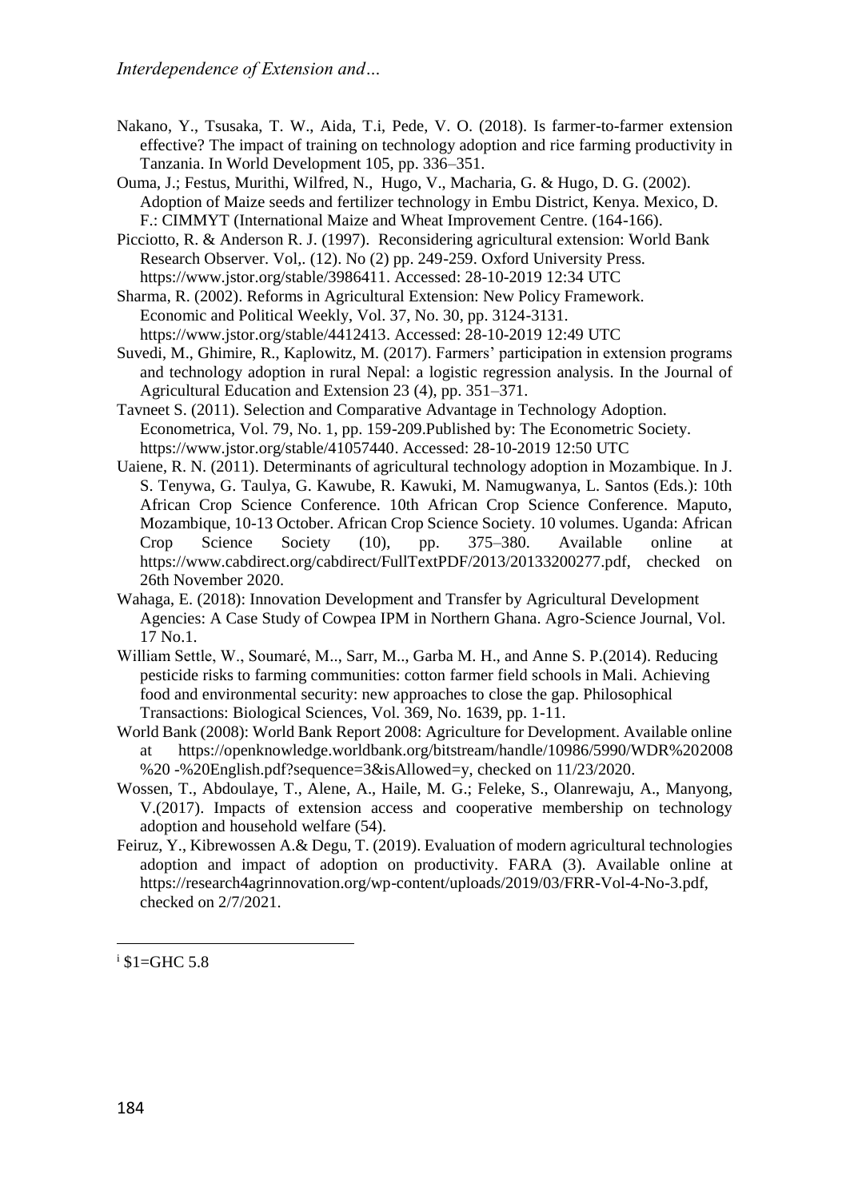Nakano, Y., Tsusaka, T. W., Aida, T.i, Pede, V. O. (2018). Is farmer-to-farmer extension effective? The impact of training on technology adoption and rice farming productivity in Tanzania. In World Development 105, pp. 336–351.

Ouma, J.; Festus, Murithi, Wilfred, N., Hugo, V., Macharia, G. & Hugo, D. G. (2002). Adoption of Maize seeds and fertilizer technology in Embu District, Kenya. Mexico, D. F.: CIMMYT (International Maize and Wheat Improvement Centre. (164-166).

Picciotto, R. & Anderson R. J. (1997). Reconsidering agricultural extension: World Bank Research Observer. Vol,. (12). No (2) pp. 249-259. Oxford University Press. https://www.jstor.org/stable/3986411. Accessed: 28-10-2019 12:34 UTC

Sharma, R. (2002). Reforms in Agricultural Extension: New Policy Framework. Economic and Political Weekly, Vol. 37, No. 30, pp. 3124-3131. https://www.jstor.org/stable/4412413. Accessed: 28-10-2019 12:49 UTC

Suvedi, M., Ghimire, R., Kaplowitz, M. (2017). Farmers' participation in extension programs and technology adoption in rural Nepal: a logistic regression analysis. In the Journal of Agricultural Education and Extension 23 (4), pp. 351–371.

Tavneet S. (2011). Selection and Comparative Advantage in Technology Adoption. Econometrica, Vol. 79, No. 1, pp. 159-209.Published by: The Econometric Society. https://www.jstor.org/stable/41057440. Accessed: 28-10-2019 12:50 UTC

Uaiene, R. N. (2011). Determinants of agricultural technology adoption in Mozambique. In J. S. Tenywa, G. Taulya, G. Kawube, R. Kawuki, M. Namugwanya, L. Santos (Eds.): 10th African Crop Science Conference. 10th African Crop Science Conference. Maputo, Mozambique, 10-13 October. African Crop Science Society. 10 volumes. Uganda: African Crop Science Society (10), pp. 375–380. Available online at https://www.cabdirect.org/cabdirect/FullTextPDF/2013/20133200277.pdf, checked on 26th November 2020.

Wahaga, E. (2018): Innovation Development and Transfer by Agricultural Development Agencies: A Case Study of Cowpea IPM in Northern Ghana. Agro-Science Journal, Vol. 17 No.1.

William Settle, W., Soumaré, M.., Sarr, M.., Garba M. H., and Anne S. P.(2014). Reducing pesticide risks to farming communities: cotton farmer field schools in Mali. Achieving food and environmental security: new approaches to close the gap. Philosophical Transactions: Biological Sciences, Vol. 369, No. 1639, pp. 1-11.

World Bank (2008): World Bank Report 2008: Agriculture for Development. Available online at https://openknowledge.worldbank.org/bitstream/handle/10986/5990/WDR%202008%20 -%20English.pdf?sequence=3&isAllowed=y, checked on 11/23/2020.

Wossen, T., Abdoulaye, T., Alene, A., Haile, M. G.; Feleke, S., Olanrewaju, A., Manyong, V.(2017). Impacts of extension access and cooperative membership on technology adoption and household welfare (54).

Feiruz, Y., Kibrewossen A.& Degu, T. (2019). Evaluation of modern agricultural technologies adoption and impact of adoption on productivity. FARA (3). Available online at https://research4agrinnovation.org/wp-content/uploads/2019/03/FRR-Vol-4-No-3.pdf, checked on 2/7/2021.

---

[i] $1=GHC 5.8